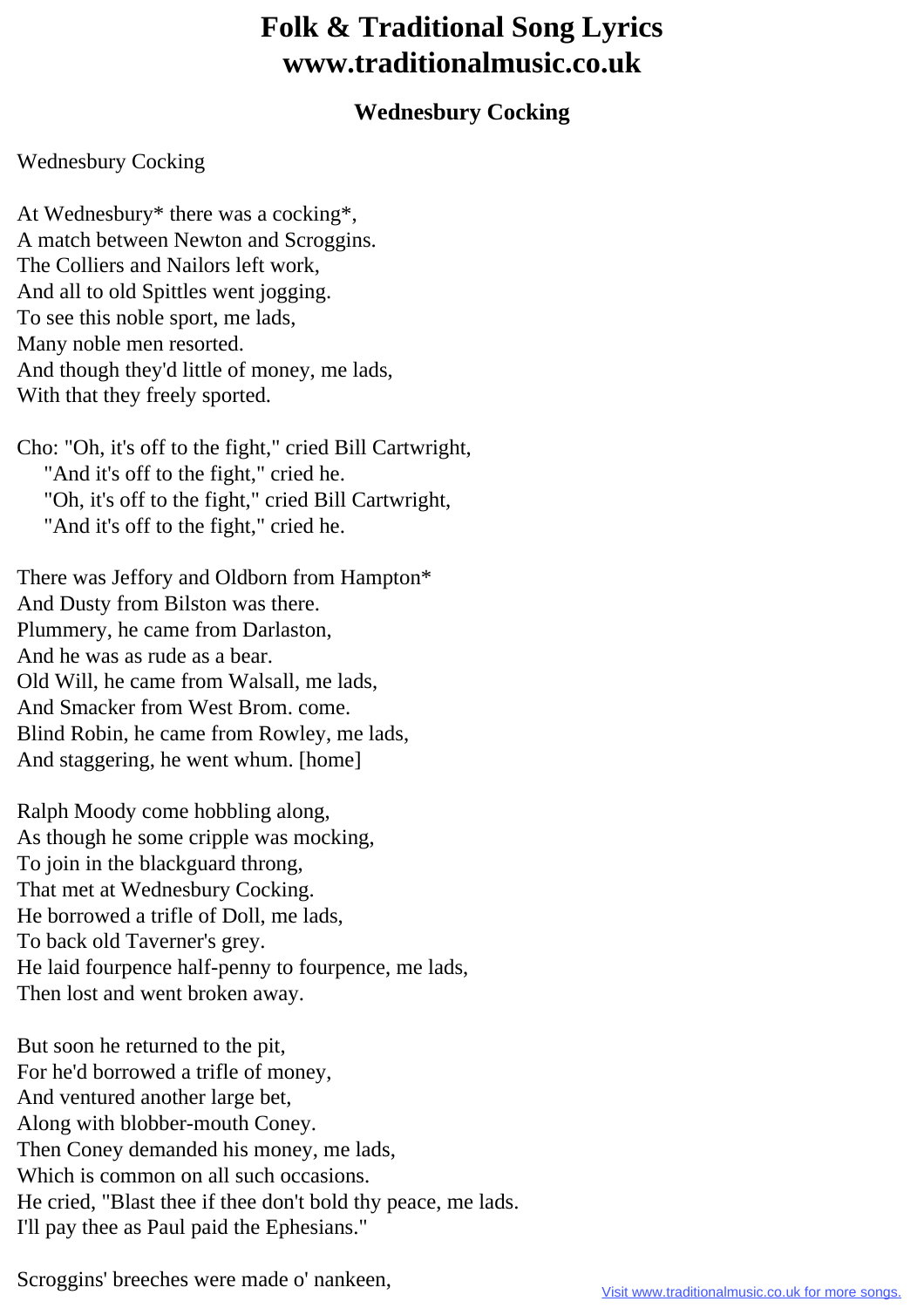# Folk & Traditional Song Lyrics
# www.traditionalmusic.co.uk

### Wednesbury Cocking

Wednesbury Cocking

At Wednesbury* there was a cocking*,
A match between Newton and Scroggins.
The Colliers and Nailors left work,
And all to old Spittles went jogging.
To see this noble sport, me lads,
Many noble men resorted.
And though they'd little of money, me lads,
With that they freely sported.

Cho: "Oh, it's off to the fight," cried Bill Cartwright,
"And it's off to the fight," cried he.
"Oh, it's off to the fight," cried Bill Cartwright,
"And it's off to the fight," cried he.

There was Jeffory and Oldborn from Hampton*
And Dusty from Bilston was there.
Plummery, he came from Darlaston,
And he was as rude as a bear.
Old Will, he came from Walsall, me lads,
And Smacker from West Brom. come.
Blind Robin, he came from Rowley, me lads,
And staggering, he went whum. [home]

Ralph Moody come hobbling along,
As though he some cripple was mocking,
To join in the blackguard throng,
That met at Wednesbury Cocking.
He borrowed a trifle of Doll, me lads,
To back old Taverner's grey.
He laid fourpence half-penny to fourpence, me lads,
Then lost and went broken away.

But soon he returned to the pit,
For he'd borrowed a trifle of money,
And ventured another large bet,
Along with blobber-mouth Coney.
Then Coney demanded his money, me lads,
Which is common on all such occasions.
He cried, "Blast thee if thee don't bold thy peace, me lads.
I'll pay thee as Paul paid the Ephesians."

Scroggins' breeches were made o' nankeen,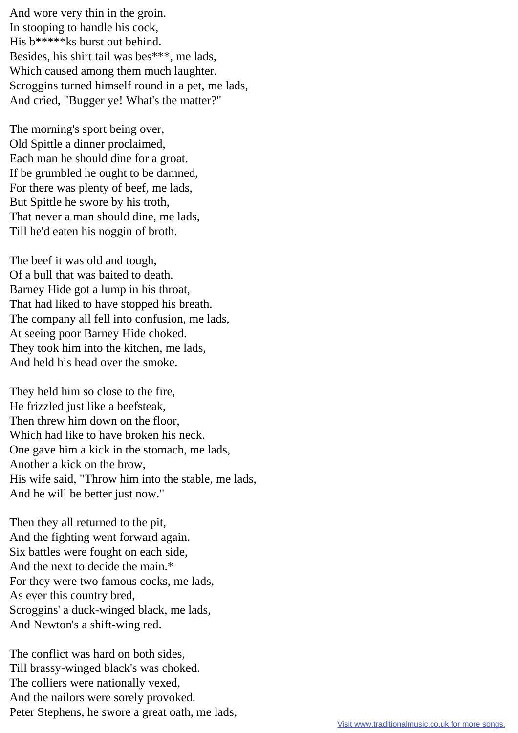And wore very thin in the groin.
In stooping to handle his cock,
His b*****ks burst out behind.
Besides, his shirt tail was bes***, me lads,
Which caused among them much laughter.
Scroggins turned himself round in a pet, me lads,
And cried, "Bugger ye! What's the matter?"

The morning's sport being over,
Old Spittle a dinner proclaimed,
Each man he should dine for a groat.
If be grumbled he ought to be damned,
For there was plenty of beef, me lads,
But Spittle he swore by his troth,
That never a man should dine, me lads,
Till he'd eaten his noggin of broth.

The beef it was old and tough,
Of a bull that was baited to death.
Barney Hide got a lump in his throat,
That had liked to have stopped his breath.
The company all fell into confusion, me lads,
At seeing poor Barney Hide choked.
They took him into the kitchen, me lads,
And held his head over the smoke.

They held him so close to the fire,
He frizzled just like a beefsteak,
Then threw him down on the floor,
Which had like to have broken his neck.
One gave him a kick in the stomach, me lads,
Another a kick on the brow,
His wife said, "Throw him into the stable, me lads,
And he will be better just now."

Then they all returned to the pit,
And the fighting went forward again.
Six battles were fought on each side,
And the next to decide the main.*
For they were two famous cocks, me lads,
As ever this country bred,
Scroggins' a duck-winged black, me lads,
And Newton's a shift-wing red.

The conflict was hard on both sides,
Till brassy-winged black's was choked.
The colliers were nationally vexed,
And the nailors were sorely provoked.
Peter Stephens, he swore a great oath, me lads,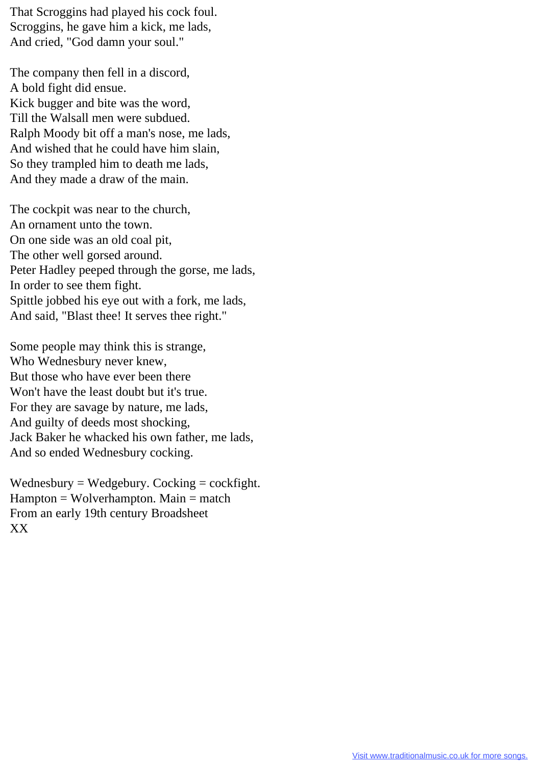That Scroggins had played his cock foul.
Scroggins, he gave him a kick, me lads,
And cried, "God damn your soul."

The company then fell in a discord,
A bold fight did ensue.
Kick bugger and bite was the word,
Till the Walsall men were subdued.
Ralph Moody bit off a man's nose, me lads,
And wished that he could have him slain,
So they trampled him to death me lads,
And they made a draw of the main.

The cockpit was near to the church,
An ornament unto the town.
On one side was an old coal pit,
The other well gorsed around.
Peter Hadley peeped through the gorse, me lads,
In order to see them fight.
Spittle jobbed his eye out with a fork, me lads,
And said, "Blast thee! It serves thee right."

Some people may think this is strange,
Who Wednesbury never knew,
But those who have ever been there
Won't have the least doubt but it's true.
For they are savage by nature, me lads,
And guilty of deeds most shocking,
Jack Baker he whacked his own father, me lads,
And so ended Wednesbury cocking.

Wednesbury = Wedgebury. Cocking = cockfight.
Hampton = Wolverhampton. Main = match
From an early 19th century Broadsheet
XX

Visit www.traditionalmusic.co.uk for more songs.